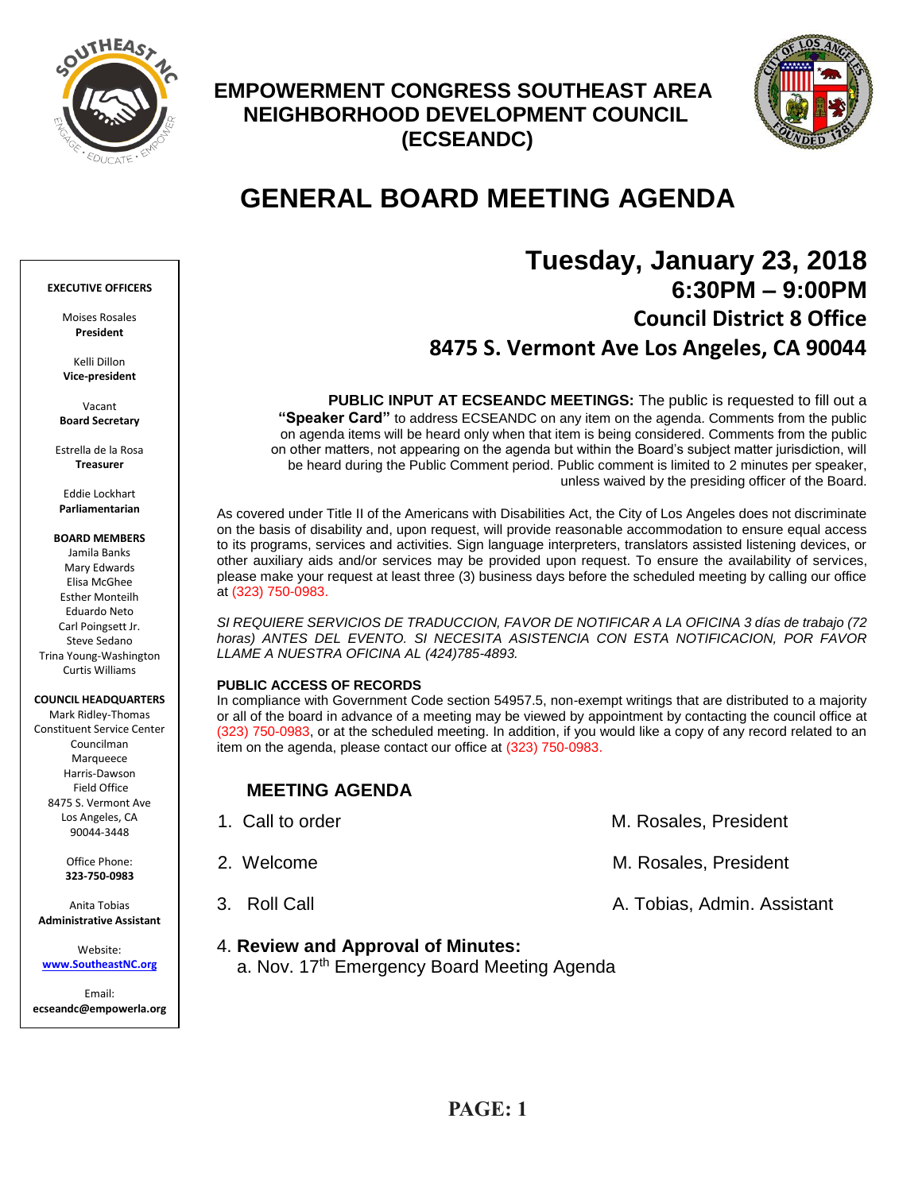# EMPOWERMENT CONGRESS SOUTHEAST AREA NEIGHBORHOOD DEVELOPMENT COUNCIL (ECSEANDC)

# GENERAL BOARD MEETING AGENDA

**EXECUTIVE OFFICERS**

Moises Rosales
**President**

Kelli Dillon
**Vice-president**

Vacant
**Board Secretary**

Estrella de la Rosa
**Treasurer**

Eddie Lockhart
**Parliamentarian**

**BOARD MEMBERS**
Jamila Banks
Mary Edwards
Elisa McGhee
Esther Monteilh
Eduardo Neto
Carl Poingsett Jr.
Steve Sedano
Trina Young-Washington
Curtis Williams

**COUNCIL HEADQUARTERS**
Mark Ridley-Thomas Constituent Service Center
Councilman Marqueece Harris-Dawson Field Office
8475 S. Vermont Ave
Los Angeles, CA 90044-3448

Office Phone:
**323-750-0983**

Anita Tobias
**Administrative Assistant**

Website:
**www.SoutheastNC.org**

Email:
**ecseandc@empowerla.org**

## Tuesday, January 23, 2018
### 6:30PM – 9:00PM
### Council District 8 Office
### 8475 S. Vermont Ave Los Angeles, CA 90044

**PUBLIC INPUT AT ECSEANDC MEETINGS:** The public is requested to fill out a **"Speaker Card"** to address ECSEANDC on any item on the agenda. Comments from the public on agenda items will be heard only when that item is being considered. Comments from the public on other matters, not appearing on the agenda but within the Board's subject matter jurisdiction, will be heard during the Public Comment period. Public comment is limited to 2 minutes per speaker, unless waived by the presiding officer of the Board.

As covered under Title II of the Americans with Disabilities Act, the City of Los Angeles does not discriminate on the basis of disability and, upon request, will provide reasonable accommodation to ensure equal access to its programs, services and activities. Sign language interpreters, translators assisted listening devices, or other auxiliary aids and/or services may be provided upon request. To ensure the availability of services, please make your request at least three (3) business days before the scheduled meeting by calling our office at (323) 750-0983.

*SI REQUIERE SERVICIOS DE TRADUCCION, FAVOR DE NOTIFICAR A LA OFICINA 3 días de trabajo (72 horas) ANTES DEL EVENTO. SI NECESITA ASISTENCIA CON ESTA NOTIFICACION, POR FAVOR LLAME A NUESTRA OFICINA AL (424)785-4893.*

**PUBLIC ACCESS OF RECORDS**
In compliance with Government Code section 54957.5, non-exempt writings that are distributed to a majority or all of the board in advance of a meeting may be viewed by appointment by contacting the council office at (323) 750-0983, or at the scheduled meeting. In addition, if you would like a copy of any record related to an item on the agenda, please contact our office at (323) 750-0983.

### MEETING AGENDA

1. Call to order — M. Rosales, President
2. Welcome — M. Rosales, President
3. Roll Call — A. Tobias, Admin. Assistant
4. **Review and Approval of Minutes:**
   a. Nov. 17th Emergency Board Meeting Agenda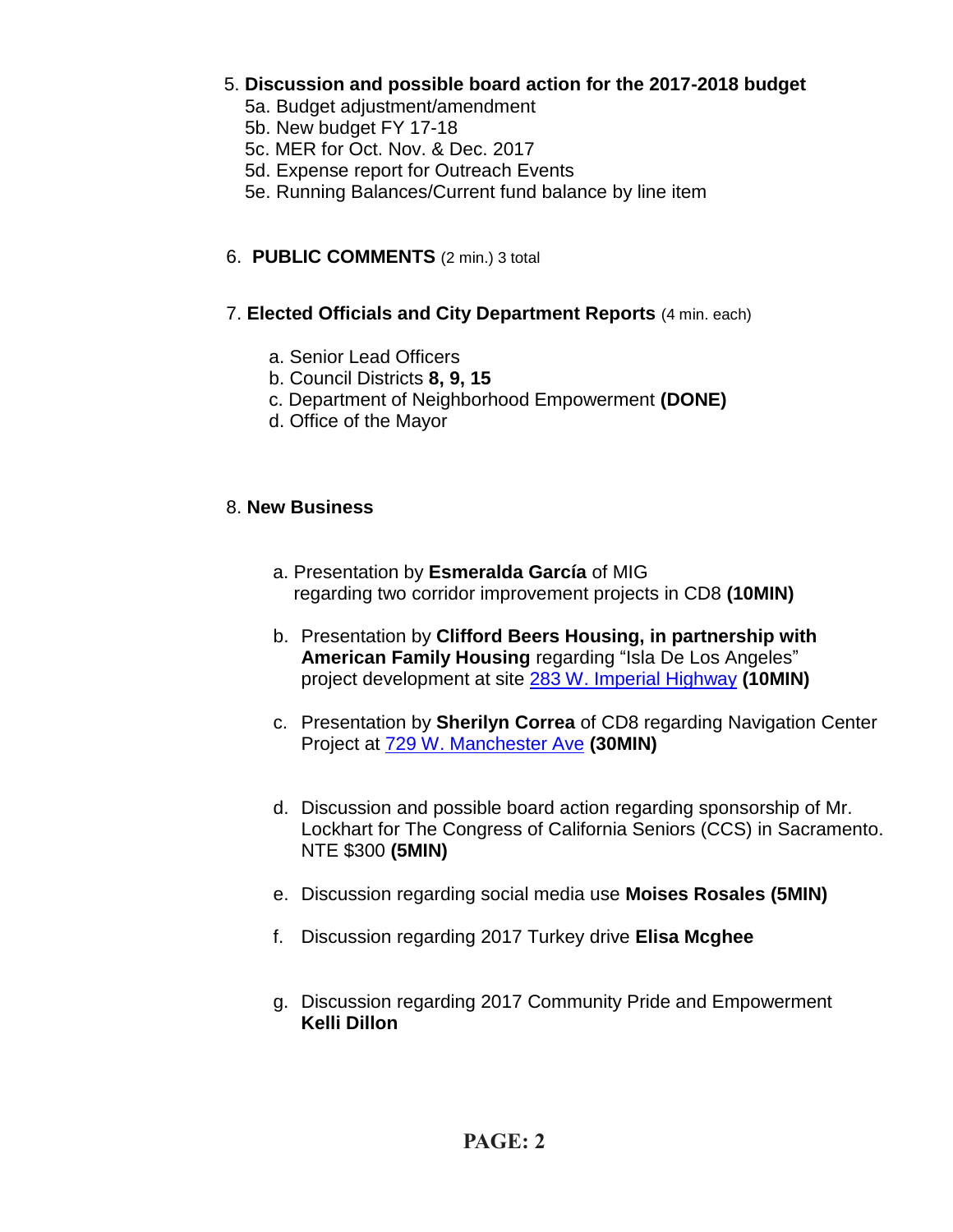5. **Discussion and possible board action for the 2017-2018 budget**
   - 5a. Budget adjustment/amendment
   - 5b. New budget FY 17-18
   - 5c. MER for Oct. Nov. & Dec. 2017
   - 5d. Expense report for Outreach Events
   - 5e. Running Balances/Current fund balance by line item

6. **PUBLIC COMMENTS** (2 min.) 3 total

7. **Elected Officials and City Department Reports** (4 min. each)

   a. Senior Lead Officers
   b. Council Districts **8, 9, 15**
   c. Department of Neighborhood Empowerment **(DONE)**
   d. Office of the Mayor

8. **New Business**

   a. Presentation by **Esmeralda García** of MIG regarding two corridor improvement projects in CD8 **(10MIN)**

   b. Presentation by **Clifford Beers Housing, in partnership with American Family Housing** regarding "Isla De Los Angeles" project development at site 283 W. Imperial Highway **(10MIN)**

   c. Presentation by **Sherilyn Correa** of CD8 regarding Navigation Center Project at 729 W. Manchester Ave **(30MIN)**

   d. Discussion and possible board action regarding sponsorship of Mr. Lockhart for The Congress of California Seniors (CCS) in Sacramento. NTE $300 **(5MIN)**

   e. Discussion regarding social media use **Moises Rosales (5MIN)**

   f. Discussion regarding 2017 Turkey drive **Elisa Mcghee**

   g. Discussion regarding 2017 Community Pride and Empowerment **Kelli Dillon**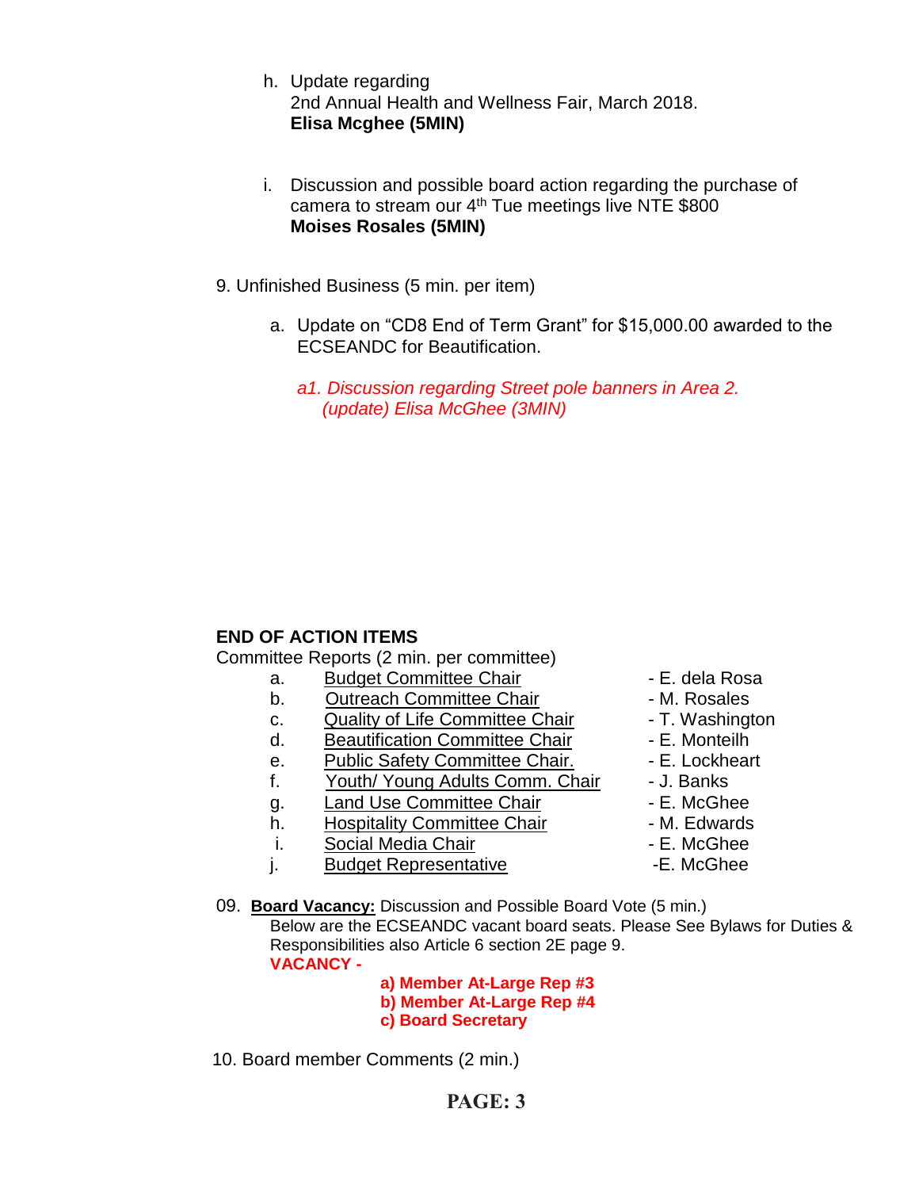h. Update regarding
   2nd Annual Health and Wellness Fair, March 2018.
   **Elisa Mcghee (5MIN)**

i. Discussion and possible board action regarding the purchase of camera to stream our 4th Tue meetings live NTE $800
   **Moises Rosales (5MIN)**

9. Unfinished Business (5 min. per item)

   a. Update on "CD8 End of Term Grant" for $15,000.00 awarded to the ECSEANDC for Beautification.

      *a1. Discussion regarding Street pole banners in Area 2. (update) Elisa McGhee (3MIN)*

**END OF ACTION ITEMS**

Committee Reports (2 min. per committee)

| | Committee | |
|---|---|---|
| a. | Budget Committee Chair | - E. dela Rosa |
| b. | Outreach Committee Chair | - M. Rosales |
| c. | Quality of Life Committee Chair | - T. Washington |
| d. | Beautification Committee Chair | - E. Monteilh |
| e. | Public Safety Committee Chair. | - E. Lockheart |
| f. | Youth/ Young Adults Comm. Chair | - J. Banks |
| g. | Land Use Committee Chair | - E. McGhee |
| h. | Hospitality Committee Chair | - M. Edwards |
| i. | Social Media Chair | - E. McGhee |
| j. | Budget Representative | -E. McGhee |

09. **Board Vacancy:** Discussion and Possible Board Vote (5 min.)
   Below are the ECSEANDC vacant board seats. Please See Bylaws for Duties & Responsibilities also Article 6 section 2E page 9.
   **VACANCY -**

   **a) Member At-Large Rep #3**
   **b) Member At-Large Rep #4**
   **c) Board Secretary**

10. Board member Comments (2 min.)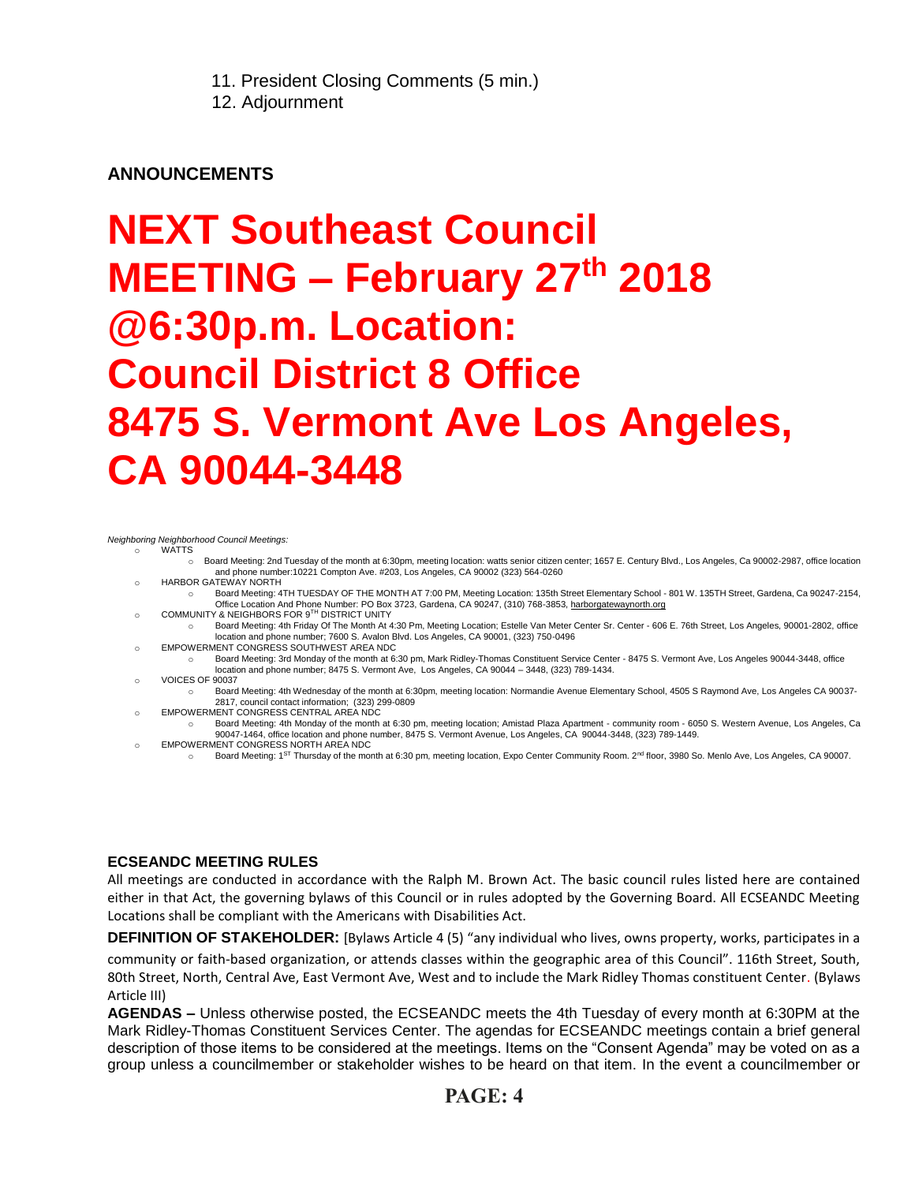11. President Closing Comments (5 min.)
12. Adjournment

**ANNOUNCEMENTS**

# NEXT Southeast Council MEETING – February 27th 2018 @6:30p.m. Location: Council District 8 Office 8475 S. Vermont Ave Los Angeles, CA 90044-3448

*Neighboring Neighborhood Council Meetings:*

- WATTS
  - Board Meeting: 2nd Tuesday of the month at 6:30pm, meeting location: watts senior citizen center; 1657 E. Century Blvd., Los Angeles, Ca 90002-2987, office location and phone number:10221 Compton Ave. #203, Los Angeles, CA 90002 (323) 564-0260
- HARBOR GATEWAY NORTH
  - Board Meeting: 4TH TUESDAY OF THE MONTH AT 7:00 PM, Meeting Location: 135th Street Elementary School - 801 W. 135TH Street, Gardena, Ca 90247-2154, Office Location And Phone Number: PO Box 3723, Gardena, CA 90247, (310) 768-3853, harborgatewaynorth.org
- COMMUNITY & NEIGHBORS FOR 9TH DISTRICT UNITY
  - Board Meeting: 4th Friday Of The Month At 4:30 Pm, Meeting Location; Estelle Van Meter Center Sr. Center - 606 E. 76th Street, Los Angeles, 90001-2802, office location and phone number; 7600 S. Avalon Blvd. Los Angeles, CA 90001, (323) 750-0496
- EMPOWERMENT CONGRESS SOUTHWEST AREA NDC
  - Board Meeting: 3rd Monday of the month at 6:30 pm, Mark Ridley-Thomas Constituent Service Center - 8475 S. Vermont Ave, Los Angeles 90044-3448, office location and phone number; 8475 S. Vermont Ave, Los Angeles, CA 90044 – 3448, (323) 789-1434.
- VOICES OF 90037
  - Board Meeting: 4th Wednesday of the month at 6:30pm, meeting location: Normandie Avenue Elementary School, 4505 S Raymond Ave, Los Angeles CA 90037-2817, council contact information; (323) 299-0809
- EMPOWERMENT CONGRESS CENTRAL AREA NDC
  - Board Meeting: 4th Monday of the month at 6:30 pm, meeting location; Amistad Plaza Apartment - community room - 6050 S. Western Avenue, Los Angeles, Ca 90047-1464, office location and phone number, 8475 S. Vermont Avenue, Los Angeles, CA 90044-3448, (323) 789-1449.
- EMPOWERMENT CONGRESS NORTH AREA NDC
  - Board Meeting: 1ST Thursday of the month at 6:30 pm, meeting location, Expo Center Community Room. 2nd floor, 3980 So. Menlo Ave, Los Angeles, CA 90007.

**ECSEANDC MEETING RULES**

All meetings are conducted in accordance with the Ralph M. Brown Act. The basic council rules listed here are contained either in that Act, the governing bylaws of this Council or in rules adopted by the Governing Board. All ECSEANDC Meeting Locations shall be compliant with the Americans with Disabilities Act.

**DEFINITION OF STAKEHOLDER:** [Bylaws Article 4 (5) "any individual who lives, owns property, works, participates in a community or faith-based organization, or attends classes within the geographic area of this Council". 116th Street, South, 80th Street, North, Central Ave, East Vermont Ave, West and to include the Mark Ridley Thomas constituent Center. (Bylaws Article III)

**AGENDAS –** Unless otherwise posted, the ECSEANDC meets the 4th Tuesday of every month at 6:30PM at the Mark Ridley-Thomas Constituent Services Center. The agendas for ECSEANDC meetings contain a brief general description of those items to be considered at the meetings. Items on the "Consent Agenda" may be voted on as a group unless a councilmember or stakeholder wishes to be heard on that item. In the event a councilmember or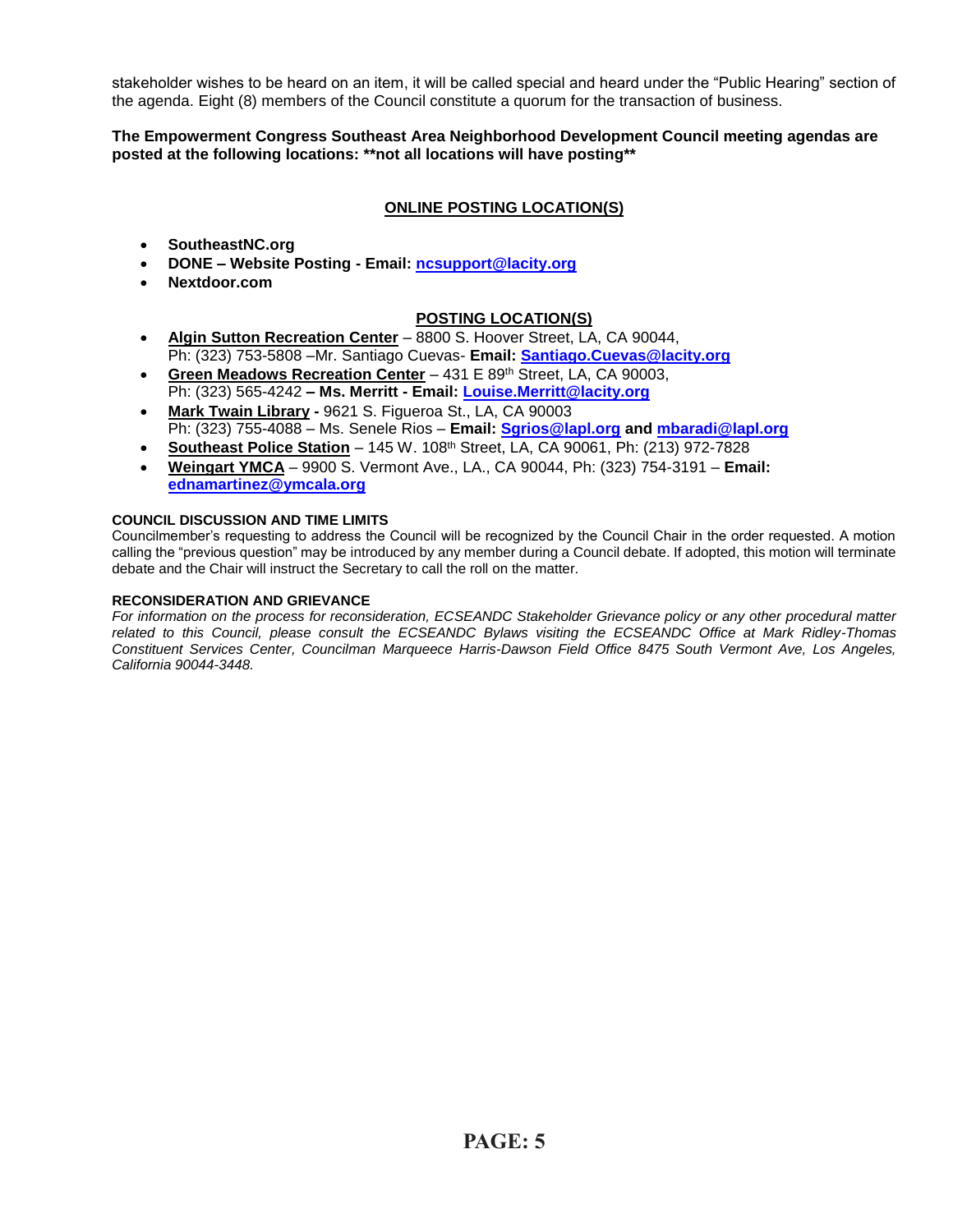stakeholder wishes to be heard on an item, it will be called special and heard under the "Public Hearing" section of the agenda. Eight (8) members of the Council constitute a quorum for the transaction of business.

**The Empowerment Congress Southeast Area Neighborhood Development Council meeting agendas are posted at the following locations: **not all locations will have posting****

## ONLINE POSTING LOCATION(S)

- **SoutheastNC.org**
- **DONE – Website Posting - Email: ncsupport@lacity.org**
- **Nextdoor.com**

## POSTING LOCATION(S)

- **Algin Sutton Recreation Center** – 8800 S. Hoover Street, LA, CA 90044, Ph: (323) 753-5808 –Mr. Santiago Cuevas- **Email: Santiago.Cuevas@lacity.org**
- **Green Meadows Recreation Center** – 431 E 89th Street, LA, CA 90003, Ph: (323) 565-4242 **– Ms. Merritt - Email: Louise.Merritt@lacity.org**
- **Mark Twain Library -** 9621 S. Figueroa St., LA, CA 90003 Ph: (323) 755-4088 – Ms. Senele Rios – **Email: Sgrios@lapl.org and mbaradi@lapl.org**
- **Southeast Police Station** – 145 W. 108th Street, LA, CA 90061, Ph: (213) 972-7828
- **Weingart YMCA** – 9900 S. Vermont Ave., LA., CA 90044, Ph: (323) 754-3191 – **Email: ednamartinez@ymcala.org**

### COUNCIL DISCUSSION AND TIME LIMITS

Councilmember's requesting to address the Council will be recognized by the Council Chair in the order requested. A motion calling the "previous question" may be introduced by any member during a Council debate. If adopted, this motion will terminate debate and the Chair will instruct the Secretary to call the roll on the matter.

### RECONSIDERATION AND GRIEVANCE

*For information on the process for reconsideration, ECSEANDC Stakeholder Grievance policy or any other procedural matter related to this Council, please consult the ECSEANDC Bylaws visiting the ECSEANDC Office at Mark Ridley-Thomas Constituent Services Center, Councilman Marqueece Harris-Dawson Field Office 8475 South Vermont Ave, Los Angeles, California 90044-3448.*